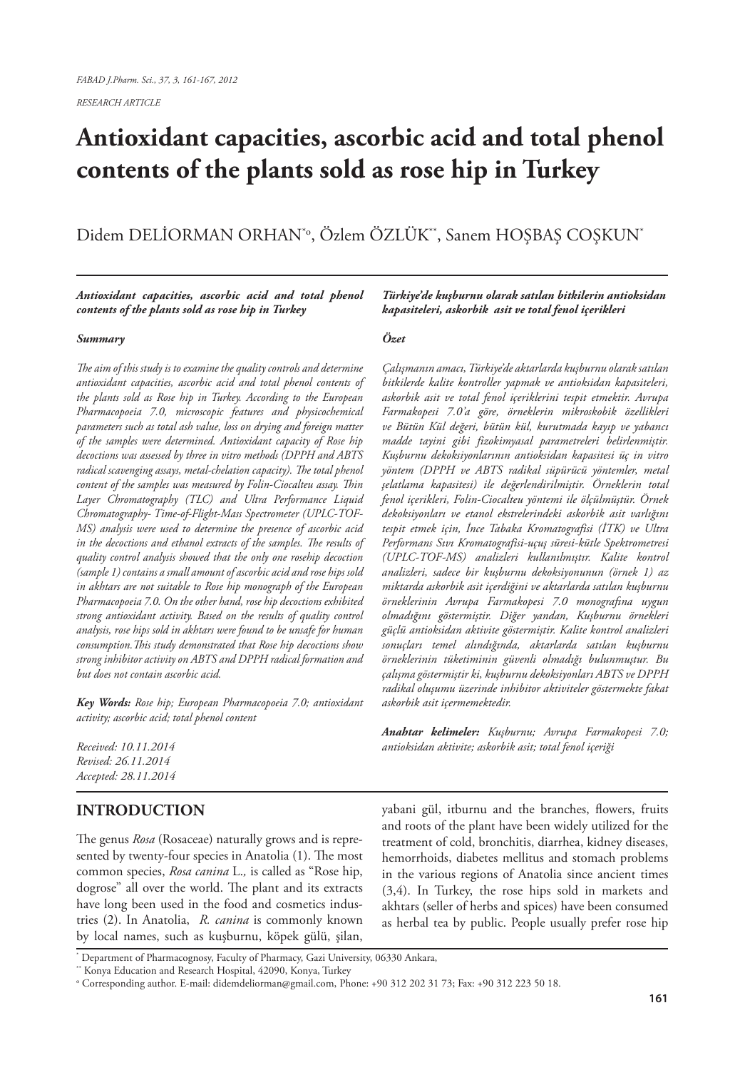RESEARCH ARTICLE

# Antioxidant capacities, ascorbic acid and total phenol contents of the plants sold as rose hip in Turkey

Didem DELİORMAN ORHAN[*][o], Özlem ÖZLÜK[**], Sanem HOŞBAŞ COŞKUN[*]

***Antioxidant capacities, ascorbic acid and total phenol contents of the plants sold as rose hip in Turkey***

***Summary***

*The aim of this study is to examine the quality controls and determine antioxidant capacities, ascorbic acid and total phenol contents of the plants sold as Rose hip in Turkey. According to the European Pharmacopoeia 7.0, microscopic features and physicochemical parameters such as total ash value, loss on drying and foreign matter of the samples were determined. Antioxidant capacity of Rose hip decoctions was assessed by three in vitro methods (DPPH and ABTS radical scavenging assays, metal-chelation capacity). The total phenol content of the samples was measured by Folin-Ciocalteu assay. Thin Layer Chromatography (TLC) and Ultra Performance Liquid Chromatography- Time-of-Flight-Mass Spectrometer (UPLC-TOF-MS) analysis were used to determine the presence of ascorbic acid in the decoctions and ethanol extracts of the samples. The results of quality control analysis showed that the only one rosehip decoction (sample 1) contains a small amount of ascorbic acid and rose hips sold in akhtars are not suitable to Rose hip monograph of the European Pharmacopoeia 7.0. On the other hand, rose hip decoctions exhibited strong antioxidant activity. Based on the results of quality control analysis, rose hips sold in akhtars were found to be unsafe for human consumption.This study demonstrated that Rose hip decoctions show strong inhibitor activity on ABTS and DPPH radical formation and but does not contain ascorbic acid.*

***Key Words:*** *Rose hip; European Pharmacopoeia 7.0; antioxidant activity; ascorbic acid; total phenol content*

*Received: 10.11.2014*
*Revised: 26.11.2014*
*Accepted: 28.11.2014*

***Türkiye'de kuşburnu olarak satılan bitkilerin antioksidan kapasiteleri, askorbik asit ve total fenol içerikleri***

***Özet***

*Çalışmanın amacı, Türkiye'de aktarlarda kuşburnu olarak satılan bitkilerde kalite kontroller yapmak ve antioksidan kapasiteleri, askorbik asit ve total fenol içeriklerini tespit etmektir. Avrupa Farmakopesi 7.0'a göre, örneklerin mikroskobik özellikleri ve Bütün Kül değeri, bütün kül, kurutmada kayıp ve yabancı madde tayini gibi fizokimyasal parametreleri belirlenmiştir. Kuşburnu dekoksiyonlarının antioksidan kapasitesi üç in vitro yöntem (DPPH ve ABTS radikal süpürücü yöntemler, metal şelatlama kapasitesi) ile değerlendirilmiştir. Örneklerin total fenol içerikleri, Folin-Ciocalteu yöntemi ile ölçülmüştür. Örnek dekoksiyonları ve etanol ekstrelerindeki askorbik asit varlığını tespit etmek için, İnce Tabaka Kromatografisi (İTK) ve Ultra Performans Sıvı Kromatografisi-uçuş süresi-kütle Spektrometresi (UPLC-TOF-MS) analizleri kullanılmıştır. Kalite kontrol analizleri, sadece bir kuşburnu dekoksiyonunun (örnek 1) az miktarda askorbik asit içerdiğini ve aktarlarda satılan kuşburnu örneklerinin Avrupa Farmakopesi 7.0 monografına uygun olmadığını göstermiştir. Diğer yandan, Kuşburnu örnekleri güçlü antioksidan aktivite göstermiştir. Kalite kontrol analizleri sonuçları temel alındığında, aktarlarda satılan kuşburnu örneklerinin tüketiminin güvenli olmadığı bulunmuştur. Bu çalışma göstermiştir ki, kuşburnu dekoksiyonları ABTS ve DPPH radikal oluşumu üzerinde inhibitor aktiviteler göstermekte fakat askorbik asit içermemektedir.*

***Anahtar kelimeler:*** *Kuşburnu; Avrupa Farmakopesi 7.0; antioksidan aktivite; askorbik asit; total fenol içeriği*

## INTRODUCTION

The genus *Rosa* (Rosaceae) naturally grows and is represented by twenty-four species in Anatolia (1). The most common species, *Rosa canina* L., is called as "Rose hip, dogrose" all over the world. The plant and its extracts have long been used in the food and cosmetics industries (2). In Anatolia, *R. canina* is commonly known by local names, such as kuşburnu, köpek gülü, şilan, yabani gül, itburnu and the branches, flowers, fruits and roots of the plant have been widely utilized for the treatment of cold, bronchitis, diarrhea, kidney diseases, hemorrhoids, diabetes mellitus and stomach problems in the various regions of Anatolia since ancient times (3,4). In Turkey, the rose hips sold in markets and akhtars (seller of herbs and spices) have been consumed as herbal tea by public. People usually prefer rose hip

[*] Department of Pharmacognosy, Faculty of Pharmacy, Gazi University, 06330 Ankara,
[**] Konya Education and Research Hospital, 42090, Konya, Turkey
[o] Corresponding author. E-mail: didemdeliorman@gmail.com, Phone: +90 312 202 31 73; Fax: +90 312 223 50 18.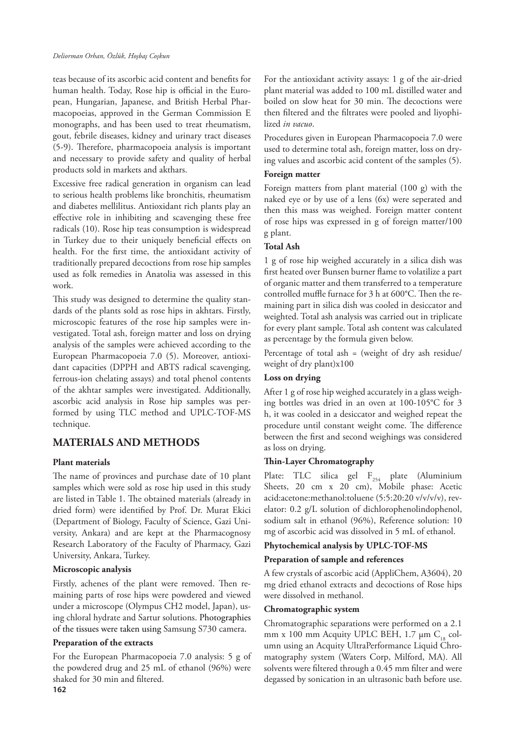teas because of its ascorbic acid content and benefits for human health. Today, Rose hip is official in the European, Hungarian, Japanese, and British Herbal Pharmacopoeias, approved in the German Commission E monographs, and has been used to treat rheumatism, gout, febrile diseases, kidney and urinary tract diseases (5-9). Therefore, pharmacopoeia analysis is important and necessary to provide safety and quality of herbal products sold in markets and akthars.

Excessive free radical generation in organism can lead to serious health problems like bronchitis, rheumatism and diabetes mellilitus. Antioxidant rich plants play an effective role in inhibiting and scavenging these free radicals (10). Rose hip teas consumption is widespread in Turkey due to their uniquely beneficial effects on health. For the first time, the antioxidant activity of traditionally prepared decoctions from rose hip samples used as folk remedies in Anatolia was assessed in this work.

This study was designed to determine the quality standards of the plants sold as rose hips in akhtars. Firstly, microscopic features of the rose hip samples were investigated. Total ash, foreign matter and loss on drying analysis of the samples were achieved according to the European Pharmacopoeia 7.0 (5). Moreover, antioxidant capacities (DPPH and ABTS radical scavenging, ferrous-ion chelating assays) and total phenol contents of the akhtar samples were investigated. Additionally, ascorbic acid analysis in Rose hip samples was performed by using TLC method and UPLC-TOF-MS technique.

## MATERIALS AND METHODS

### Plant materials

The name of provinces and purchase date of 10 plant samples which were sold as rose hip used in this study are listed in Table 1. The obtained materials (already in dried form) were identified by Prof. Dr. Murat Ekici (Department of Biology, Faculty of Science, Gazi University, Ankara) and are kept at the Pharmacognosy Research Laboratory of the Faculty of Pharmacy, Gazi University, Ankara, Turkey.

### Microscopic analysis

Firstly, achenes of the plant were removed. Then remaining parts of rose hips were powdered and viewed under a microscope (Olympus CH2 model, Japan), using chloral hydrate and Sartur solutions. Photographies of the tissues were taken using Samsung S730 camera.

### Preparation of the extracts

For the European Pharmacopoeia 7.0 analysis: 5 g of the powdered drug and 25 mL of ethanol (96%) were shaked for 30 min and filtered.

For the antioxidant activity assays: 1 g of the air-dried plant material was added to 100 mL distilled water and boiled on slow heat for 30 min. The decoctions were then filtered and the filtrates were pooled and liyophilized *in vacuo*.

Procedures given in European Pharmacopoeia 7.0 were used to determine total ash, foreign matter, loss on drying values and ascorbic acid content of the samples (5).

### Foreign matter

Foreign matters from plant material (100 g) with the naked eye or by use of a lens (6x) were seperated and then this mass was weighed. Foreign matter content of rose hips was expressed in g of foreign matter/100 g plant.

### Total Ash

1 g of rose hip weighed accurately in a silica dish was first heated over Bunsen burner flame to volatilize a part of organic matter and them transferred to a temperature controlled muffle furnace for 3 h at 600°C. Then the remaining part in silica dish was cooled in desiccator and weighted. Total ash analysis was carried out in triplicate for every plant sample. Total ash content was calculated as percentage by the formula given below.

Percentage of total ash = (weight of dry ash residue/ weight of dry plant)x100

### Loss on drying

After 1 g of rose hip weighed accurately in a glass weighing bottles was dried in an oven at 100-105°C for 3 h, it was cooled in a desiccator and weighed repeat the procedure until constant weight come. The difference between the first and second weighings was considered as loss on drying.

### Thin-Layer Chromatography

Plate: TLC silica gel $F_{254}$ plate (Aluminium Sheets, 20 cm x 20 cm), Mobile phase: Acetic acid:acetone:methanol:toluene (5:5:20:20 v/v/v/v), revelator: 0.2 g/L solution of dichlorophenolindophenol, sodium salt in ethanol (96%), Reference solution: 10 mg of ascorbic acid was dissolved in 5 mL of ethanol.

### Phytochemical analysis by UPLC-TOF-MS

#### Preparation of sample and references

A few crystals of ascorbic acid (AppliChem, A3604), 20 mg dried ethanol extracts and decoctions of Rose hips were dissolved in methanol.

#### Chromatographic system

Chromatographic separations were performed on a 2.1 mm x 100 mm Acquity UPLC BEH, 1.7 µm $C_{18}$ column using an Acquity UltraPerformance Liquid Chromatography system (Waters Corp, Milford, MA). All solvents were filtered through a 0.45 mm filter and were degassed by sonication in an ultrasonic bath before use.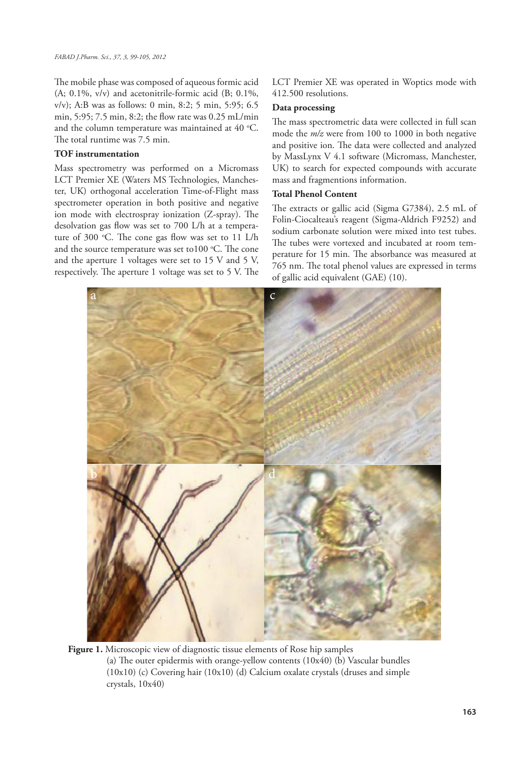The mobile phase was composed of aqueous formic acid (A; 0.1%, v/v) and acetonitrile-formic acid (B; 0.1%, v/v); A:B was as follows: 0 min, 8:2; 5 min, 5:95; 6.5 min, 5:95; 7.5 min, 8:2; the flow rate was 0.25 mL/min and the column temperature was maintained at 40 °C. The total runtime was 7.5 min.

**TOF instrumentation**

Mass spectrometry was performed on a Micromass LCT Premier XE (Waters MS Technologies, Manchester, UK) orthogonal acceleration Time-of-Flight mass spectrometer operation in both positive and negative ion mode with electrospray ionization (Z-spray). The desolvation gas flow was set to 700 L/h at a temperature of 300 °C. The cone gas flow was set to 11 L/h and the source temperature was set to100 °C. The cone and the aperture 1 voltages were set to 15 V and 5 V, respectively. The aperture 1 voltage was set to 5 V. The LCT Premier XE was operated in Woptics mode with 412.500 resolutions.

**Data processing**

The mass spectrometric data were collected in full scan mode the *m/z* were from 100 to 1000 in both negative and positive ion. The data were collected and analyzed by MassLynx V 4.1 software (Micromass, Manchester, UK) to search for expected compounds with accurate mass and fragmentions information.

**Total Phenol Content**

The extracts or gallic acid (Sigma G7384), 2.5 mL of Folin-Ciocalteau's reagent (Sigma-Aldrich F9252) and sodium carbonate solution were mixed into test tubes. The tubes were vortexed and incubated at room temperature for 15 min. The absorbance was measured at 765 nm. The total phenol values are expressed in terms of gallic acid equivalent (GAE) (10).

**Figure 1.** Microscopic view of diagnostic tissue elements of Rose hip samples
(a) The outer epidermis with orange-yellow contents (10x40) (b) Vascular bundles (10x10) (c) Covering hair (10x10) (d) Calcium oxalate crystals (druses and simple crystals, 10x40)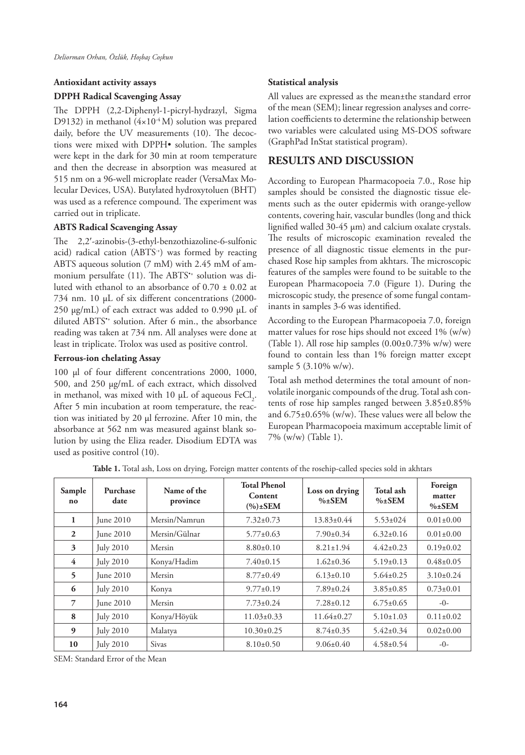#### Antioxidant activity assays

#### DPPH Radical Scavenging Assay

The DPPH (2,2-Diphenyl-1-picryl-hydrazyl, Sigma D9132) in methanol ($4\times10^{-4}$ M) solution was prepared daily, before the UV measurements (10). The decoctions were mixed with DPPH• solution. The samples were kept in the dark for 30 min at room temperature and then the decrease in absorption was measured at 515 nm on a 96-well microplate reader (VersaMax Molecular Devices, USA). Butylated hydroxytoluen (BHT) was used as a reference compound. The experiment was carried out in triplicate.

#### ABTS Radical Scavenging Assay

The 2,2′-azinobis-(3-ethyl-benzothiazoline-6-sulfonic acid) radical cation ($ABTS^{+}$) was formed by reacting ABTS aqueous solution (7 mM) with 2.45 mM of ammonium persulfate (11). The $ABTS^{\bullet+}$ solution was diluted with ethanol to an absorbance of 0.70 ± 0.02 at 734 nm. 10 µL of six different concentrations (2000-250 µg/mL) of each extract was added to 0.990 µL of diluted $ABTS^{\bullet+}$ solution. After 6 min., the absorbance reading was taken at 734 nm. All analyses were done at least in triplicate. Trolox was used as positive control.

#### Ferrous-ion chelating Assay

100 µl of four different concentrations 2000, 1000, 500, and 250 µg/mL of each extract, which dissolved in methanol, was mixed with 10 µL of aqueous $FeCl_2$. After 5 min incubation at room temperature, the reaction was initiated by 20 µl ferrozine. After 10 min, the absorbance at 562 nm was measured against blank solution by using the Eliza reader. Disodium EDTA was used as positive control (10).

#### Statistical analysis

All values are expressed as the mean±the standard error of the mean (SEM); linear regression analyses and correlation coefficients to determine the relationship between two variables were calculated using MS-DOS software (GraphPad InStat statistical program).

## RESULTS AND DISCUSSION

According to European Pharmacopoeia 7.0., Rose hip samples should be consisted the diagnostic tissue elements such as the outer epidermis with orange-yellow contents, covering hair, vascular bundles (long and thick lignified walled 30-45 µm) and calcium oxalate crystals. The results of microscopic examination revealed the presence of all diagnostic tissue elements in the purchased Rose hip samples from akhtars. The microscopic features of the samples were found to be suitable to the European Pharmacopoeia 7.0 (Figure 1). During the microscopic study, the presence of some fungal contaminants in samples 3-6 was identified.

According to the European Pharmacopoeia 7.0, foreign matter values for rose hips should not exceed 1% (w/w) (Table 1). All rose hip samples (0.00±0.73% w/w) were found to contain less than 1% foreign matter except sample 5 (3.10% w/w).

Total ash method determines the total amount of non-volatile inorganic compounds of the drug. Total ash contents of rose hip samples ranged between 3.85±0.85% and 6.75±0.65% (w/w). These values were all below the European Pharmacopoeia maximum acceptable limit of 7% (w/w) (Table 1).

**Table 1.** Total ash, Loss on drying, Foreign matter contents of the rosehip-called species sold in akhtars

| Sample no | Purchase date | Name of the province | Total Phenol Content (%)±SEM | Loss on drying %±SEM | Total ash %±SEM | Foreign matter %±SEM |
|---|---|---|---|---|---|---|
| 1 | June 2010 | Mersin/Namrun | 7.32±0.73 | 13.83±0.44 | 5.53±024 | 0.01±0.00 |
| 2 | June 2010 | Mersin/Gülnar | 5.77±0.63 | 7.90±0.34 | 6.32±0.16 | 0.01±0.00 |
| 3 | July 2010 | Mersin | 8.80±0.10 | 8.21±1.94 | 4.42±0.23 | 0.19±0.02 |
| 4 | July 2010 | Konya/Hadim | 7.40±0.15 | 1.62±0.36 | 5.19±0.13 | 0.48±0.05 |
| 5 | June 2010 | Mersin | 8.77±0.49 | 6.13±0.10 | 5.64±0.25 | 3.10±0.24 |
| 6 | July 2010 | Konya | 9.77±0.19 | 7.89±0.24 | 3.85±0.85 | 0.73±0.01 |
| 7 | June 2010 | Mersin | 7.73±0.24 | 7.28±0.12 | 6.75±0.65 | -0- |
| 8 | July 2010 | Konya/Höyük | 11.03±0.33 | 11.64±0.27 | 5.10±1.03 | 0.11±0.02 |
| 9 | July 2010 | Malatya | 10.30±0.25 | 8.74±0.35 | 5.42±0.34 | 0.02±0.00 |
| 10 | July 2010 | Sivas | 8.10±0.50 | 9.06±0.40 | 4.58±0.54 | -0- |

SEM: Standard Error of the Mean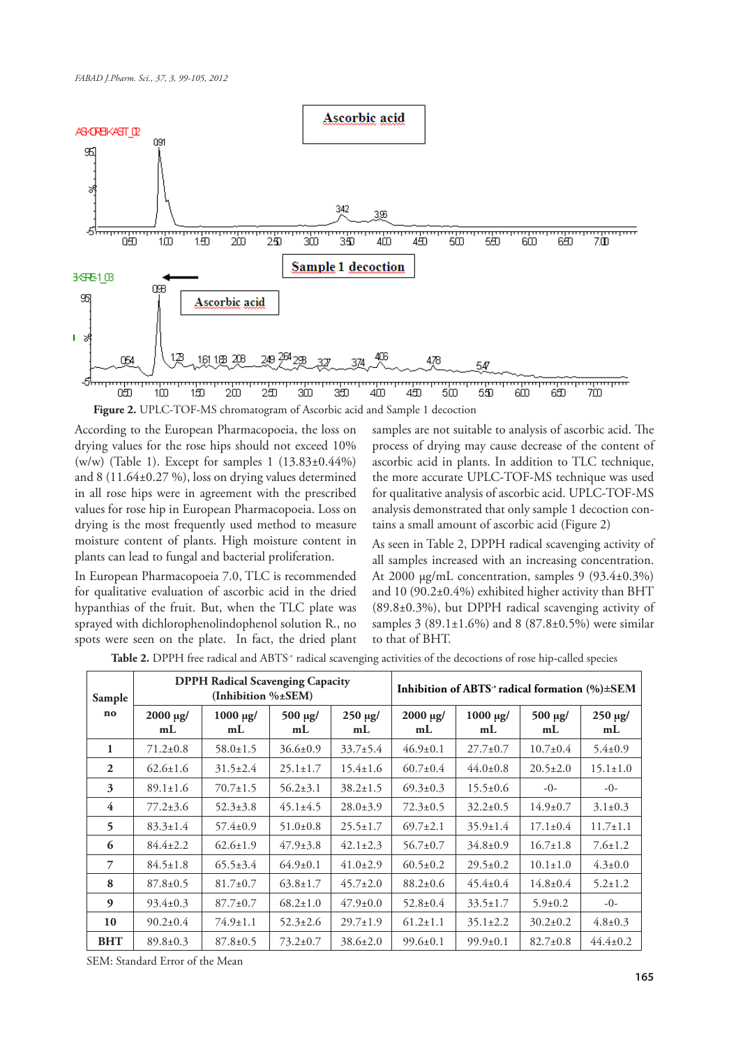Figure 2. UPLC-TOF-MS chromatogram of Ascorbic acid and Sample 1 decoction

According to the European Pharmacopoeia, the loss on drying values for the rose hips should not exceed 10% (w/w) (Table 1). Except for samples 1 (13.83±0.44%) and 8 (11.64±0.27 %), loss on drying values determined in all rose hips were in agreement with the prescribed values for rose hip in European Pharmacopoeia. Loss on drying is the most frequently used method to measure moisture content of plants. High moisture content in plants can lead to fungal and bacterial proliferation.

In European Pharmacopoeia 7.0, TLC is recommended for qualitative evaluation of ascorbic acid in the dried hypanthias of the fruit. But, when the TLC plate was sprayed with dichlorophenolindophenol solution R., no spots were seen on the plate. In fact, the dried plant samples are not suitable to analysis of ascorbic acid. The process of drying may cause decrease of the content of ascorbic acid in plants. In addition to TLC technique, the more accurate UPLC-TOF-MS technique was used for qualitative analysis of ascorbic acid. UPLC-TOF-MS analysis demonstrated that only sample 1 decoction contains a small amount of ascorbic acid (Figure 2)

As seen in Table 2, DPPH radical scavenging activity of all samples increased with an increasing concentration. At 2000 µg/mL concentration, samples 9 (93.4±0.3%) and 10 (90.2±0.4%) exhibited higher activity than BHT (89.8±0.3%), but DPPH radical scavenging activity of samples 3 (89.1±1.6%) and 8 (87.8±0.5%) were similar to that of BHT.

Table 2. DPPH free radical and ABTS$^{•+}$ radical scavenging activities of the decoctions of rose hip-called species

| Sample no | DPPH Radical Scavenging Capacity (Inhibition %±SEM) | | | | Inhibition of ABTS$^{•+}$ radical formation (%)±SEM | | | |
|---|---|---|---|---|---|---|---|---|
| | 2000 µg/mL | 1000 µg/mL | 500 µg/mL | 250 µg/mL | 2000 µg/mL | 1000 µg/mL | 500 µg/mL | 250 µg/mL |
| 1 | 71.2±0.8 | 58.0±1.5 | 36.6±0.9 | 33.7±5.4 | 46.9±0.1 | 27.7±0.7 | 10.7±0.4 | 5.4±0.9 |
| 2 | 62.6±1.6 | 31.5±2.4 | 25.1±1.7 | 15.4±1.6 | 60.7±0.4 | 44.0±0.8 | 20.5±2.0 | 15.1±1.0 |
| 3 | 89.1±1.6 | 70.7±1.5 | 56.2±3.1 | 38.2±1.5 | 69.3±0.3 | 15.5±0.6 | -0- | -0- |
| 4 | 77.2±3.6 | 52.3±3.8 | 45.1±4.5 | 28.0±3.9 | 72.3±0.5 | 32.2±0.5 | 14.9±0.7 | 3.1±0.3 |
| 5 | 83.3±1.4 | 57.4±0.9 | 51.0±0.8 | 25.5±1.7 | 69.7±2.1 | 35.9±1.4 | 17.1±0.4 | 11.7±1.1 |
| 6 | 84.4±2.2 | 62.6±1.9 | 47.9±3.8 | 42.1±2.3 | 56.7±0.7 | 34.8±0.9 | 16.7±1.8 | 7.6±1.2 |
| 7 | 84.5±1.8 | 65.5±3.4 | 64.9±0.1 | 41.0±2.9 | 60.5±0.2 | 29.5±0.2 | 10.1±1.0 | 4.3±0.0 |
| 8 | 87.8±0.5 | 81.7±0.7 | 63.8±1.7 | 45.7±2.0 | 88.2±0.6 | 45.4±0.4 | 14.8±0.4 | 5.2±1.2 |
| 9 | 93.4±0.3 | 87.7±0.7 | 68.2±1.0 | 47.9±0.0 | 52.8±0.4 | 33.5±1.7 | 5.9±0.2 | -0- |
| 10 | 90.2±0.4 | 74.9±1.1 | 52.3±2.6 | 29.7±1.9 | 61.2±1.1 | 35.1±2.2 | 30.2±0.2 | 4.8±0.3 |
| BHT | 89.8±0.3 | 87.8±0.5 | 73.2±0.7 | 38.6±2.0 | 99.6±0.1 | 99.9±0.1 | 82.7±0.8 | 44.4±0.2 |

SEM: Standard Error of the Mean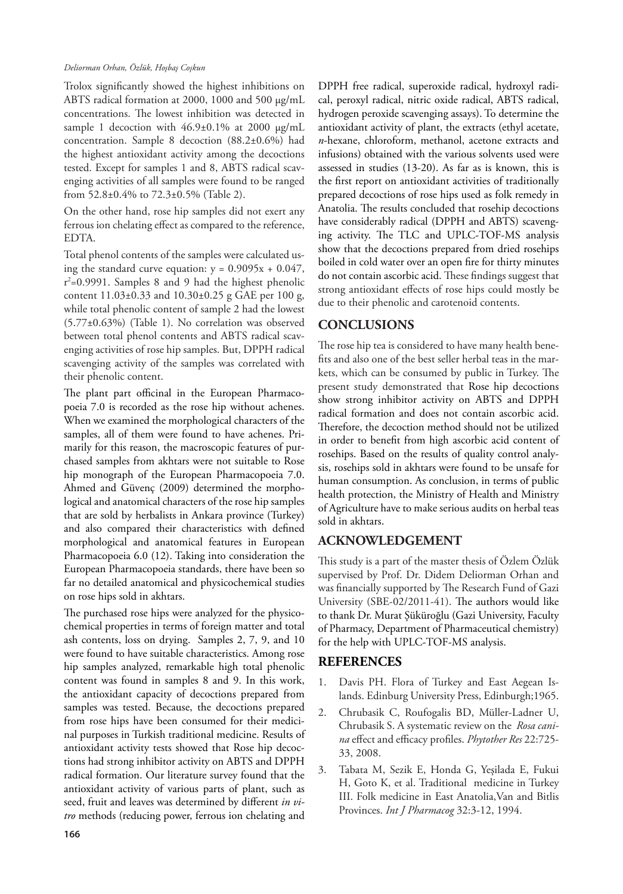Trolox significantly showed the highest inhibitions on ABTS radical formation at 2000, 1000 and 500 μg/mL concentrations. The lowest inhibition was detected in sample 1 decoction with 46.9±0.1% at 2000 μg/mL concentration. Sample 8 decoction (88.2±0.6%) had the highest antioxidant activity among the decoctions tested. Except for samples 1 and 8, ABTS radical scavenging activities of all samples were found to be ranged from 52.8±0.4% to 72.3±0.5% (Table 2).

On the other hand, rose hip samples did not exert any ferrous ion chelating effect as compared to the reference, EDTA.

Total phenol contents of the samples were calculated using the standard curve equation: $y = 0.9095x + 0.047$, $r^2=0.9991$. Samples 8 and 9 had the highest phenolic content 11.03±0.33 and 10.30±0.25 g GAE per 100 g, while total phenolic content of sample 2 had the lowest (5.77±0.63%) (Table 1). No correlation was observed between total phenol contents and ABTS radical scavenging activities of rose hip samples. But, DPPH radical scavenging activity of the samples was correlated with their phenolic content.

The plant part officinal in the European Pharmacopoeia 7.0 is recorded as the rose hip without achenes. When we examined the morphological characters of the samples, all of them were found to have achenes. Primarily for this reason, the macroscopic features of purchased samples from akhtars were not suitable to Rose hip monograph of the European Pharmacopoeia 7.0. Ahmed and Güvenç (2009) determined the morphological and anatomical characters of the rose hip samples that are sold by herbalists in Ankara province (Turkey) and also compared their characteristics with defined morphological and anatomical features in European Pharmacopoeia 6.0 (12). Taking into consideration the European Pharmacopoeia standards, there have been so far no detailed anatomical and physicochemical studies on rose hips sold in akhtars.

The purchased rose hips were analyzed for the physicochemical properties in terms of foreign matter and total ash contents, loss on drying. Samples 2, 7, 9, and 10 were found to have suitable characteristics. Among rose hip samples analyzed, remarkable high total phenolic content was found in samples 8 and 9. In this work, the antioxidant capacity of decoctions prepared from samples was tested. Because, the decoctions prepared from rose hips have been consumed for their medicinal purposes in Turkish traditional medicine. Results of antioxidant activity tests showed that Rose hip decoctions had strong inhibitor activity on ABTS and DPPH radical formation. Our literature survey found that the antioxidant activity of various parts of plant, such as seed, fruit and leaves was determined by different *in vitro* methods (reducing power, ferrous ion chelating and DPPH free radical, superoxide radical, hydroxyl radical, peroxyl radical, nitric oxide radical, ABTS radical, hydrogen peroxide scavenging assays). To determine the antioxidant activity of plant, the extracts (ethyl acetate, *n*-hexane, chloroform, methanol, acetone extracts and infusions) obtained with the various solvents used were assessed in studies (13-20). As far as is known, this is the first report on antioxidant activities of traditionally prepared decoctions of rose hips used as folk remedy in Anatolia. The results concluded that rosehip decoctions have considerably radical (DPPH and ABTS) scavenging activity. The TLC and UPLC-TOF-MS analysis show that the decoctions prepared from dried rosehips boiled in cold water over an open fire for thirty minutes do not contain ascorbic acid. These findings suggest that strong antioxidant effects of rose hips could mostly be due to their phenolic and carotenoid contents.

## CONCLUSIONS

The rose hip tea is considered to have many health benefits and also one of the best seller herbal teas in the markets, which can be consumed by public in Turkey. The present study demonstrated that Rose hip decoctions show strong inhibitor activity on ABTS and DPPH radical formation and does not contain ascorbic acid. Therefore, the decoction method should not be utilized in order to benefit from high ascorbic acid content of rosehips. Based on the results of quality control analysis, rosehips sold in akhtars were found to be unsafe for human consumption. As conclusion, in terms of public health protection, the Ministry of Health and Ministry of Agriculture have to make serious audits on herbal teas sold in akhtars.

## ACKNOWLEDGEMENT

This study is a part of the master thesis of Özlem Özlük supervised by Prof. Dr. Didem Deliorman Orhan and was financially supported by The Research Fund of Gazi University (SBE-02/2011-41). The authors would like to thank Dr. Murat Şüküroğlu (Gazi University, Faculty of Pharmacy, Department of Pharmaceutical chemistry) for the help with UPLC-TOF-MS analysis.

## REFERENCES

1. Davis PH. Flora of Turkey and East Aegean Islands. Edinburg University Press, Edinburgh;1965.
2. Chrubasik C, Roufogalis BD, Müller-Ladner U, Chrubasik S. A systematic review on the *Rosa canina* effect and efficacy profiles. *Phytother Res* 22:725-33, 2008.
3. Tabata M, Sezik E, Honda G, Yeşilada E, Fukui H, Goto K, et al. Traditional medicine in Turkey III. Folk medicine in East Anatolia,Van and Bitlis Provinces. *Int J Pharmacog* 32:3-12, 1994.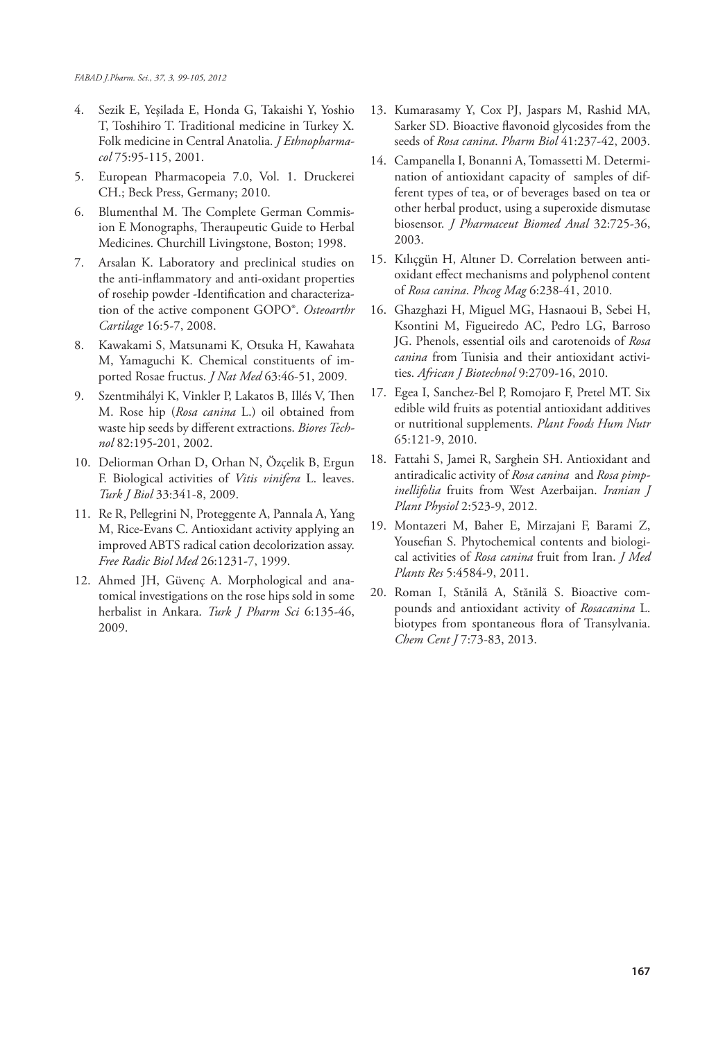4. Sezik E, Yeşilada E, Honda G, Takaishi Y, Yoshio T, Toshihiro T. Traditional medicine in Turkey X. Folk medicine in Central Anatolia. *J Ethnopharmacol* 75:95-115, 2001.
5. European Pharmacopeia 7.0, Vol. 1. Druckerei CH.; Beck Press, Germany; 2010.
6. Blumenthal M. The Complete German Commision E Monographs, Theraupeutic Guide to Herbal Medicines. Churchill Livingstone, Boston; 1998.
7. Arsalan K. Laboratory and preclinical studies on the anti-inflammatory and anti-oxidant properties of rosehip powder -Identification and characterization of the active component GOPO®. *Osteoarthr Cartilage* 16:5-7, 2008.
8. Kawakami S, Matsunami K, Otsuka H, Kawahata M, Yamaguchi K. Chemical constituents of imported Rosae fructus. *J Nat Med* 63:46-51, 2009.
9. Szentmihályi K, Vinkler P, Lakatos B, Illés V, Then M. Rose hip (*Rosa canina* L.) oil obtained from waste hip seeds by different extractions. *Biores Technol* 82:195-201, 2002.
10. Deliorman Orhan D, Orhan N, Özçelik B, Ergun F. Biological activities of *Vitis vinifera* L. leaves. *Turk J Biol* 33:341-8, 2009.
11. Re R, Pellegrini N, Proteggente A, Pannala A, Yang M, Rice-Evans C. Antioxidant activity applying an improved ABTS radical cation decolorization assay. *Free Radic Biol Med* 26:1231-7, 1999.
12. Ahmed JH, Güvenç A. Morphological and anatomical investigations on the rose hips sold in some herbalist in Ankara. *Turk J Pharm Sci* 6:135-46, 2009.
13. Kumarasamy Y, Cox PJ, Jaspars M, Rashid MA, Sarker SD. Bioactive flavonoid glycosides from the seeds of *Rosa canina*. *Pharm Biol* 41:237-42, 2003.
14. Campanella I, Bonanni A, Tomassetti M. Determination of antioxidant capacity of samples of different types of tea, or of beverages based on tea or other herbal product, using a superoxide dismutase biosensor. *J Pharmaceut Biomed Anal* 32:725-36, 2003.
15. Kılıçgün H, Altıner D. Correlation between antioxidant effect mechanisms and polyphenol content of *Rosa canina*. *Phcog Mag* 6:238-41, 2010.
16. Ghazghazi H, Miguel MG, Hasnaoui B, Sebei H, Ksontini M, Figueiredo AC, Pedro LG, Barroso JG. Phenols, essential oils and carotenoids of *Rosa canina* from Tunisia and their antioxidant activities. *African J Biotechnol* 9:2709-16, 2010.
17. Egea I, Sanchez-Bel P, Romojaro F, Pretel MT. Six edible wild fruits as potential antioxidant additives or nutritional supplements. *Plant Foods Hum Nutr* 65:121-9, 2010.
18. Fattahi S, Jamei R, Sarghein SH. Antioxidant and antiradicalic activity of *Rosa canina* and *Rosa pimpinellifolia* fruits from West Azerbaijan. *Iranian J Plant Physiol* 2:523-9, 2012.
19. Montazeri M, Baher E, Mirzajani F, Barami Z, Yousefian S. Phytochemical contents and biological activities of *Rosa canina* fruit from Iran. *J Med Plants Res* 5:4584-9, 2011.
20. Roman I, Stănilă A, Stănilă S. Bioactive compounds and antioxidant activity of *Rosacanina* L. biotypes from spontaneous flora of Transylvania. *Chem Cent J* 7:73-83, 2013.